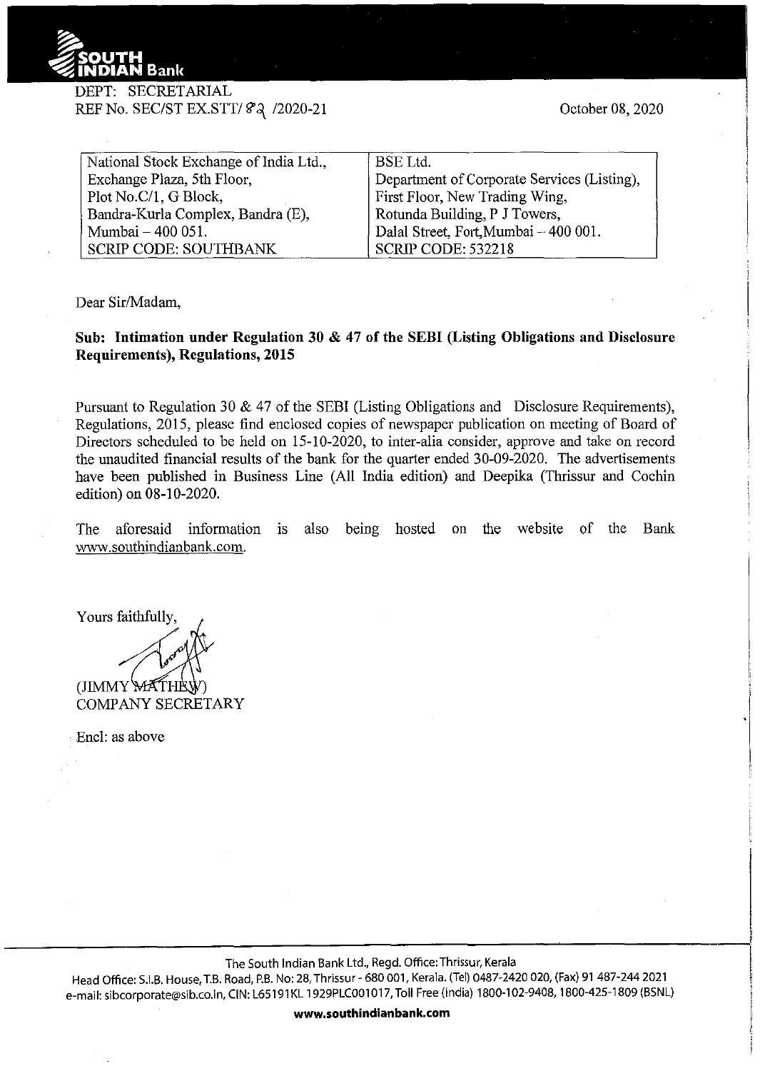SOUTH INDIAN Bank

DEPT: SECRETARIAL
REF No. SEC/ST EX.STT/ 83 /2020-21

October 08, 2020

| National Stock Exchange of India Ltd., | BSE Ltd. |
|---|---|
| Exchange Plaza, 5th Floor, | Department of Corporate Services (Listing), |
| Plot No.C/1, G Block, | First Floor, New Trading Wing, |
| Bandra-Kurla Complex, Bandra (E), | Rotunda Building, P J Towers, |
| Mumbai – 400 051. | Dalal Street, Fort,Mumbai – 400 001. |
| SCRIP CODE: SOUTHBANK | SCRIP CODE: 532218 |

Dear Sir/Madam,

**Sub: Intimation under Regulation 30 & 47 of the SEBI (Listing Obligations and Disclosure Requirements), Regulations, 2015**

Pursuant to Regulation 30 & 47 of the SEBI (Listing Obligations and Disclosure Requirements), Regulations, 2015, please find enclosed copies of newspaper publication on meeting of Board of Directors scheduled to be held on 15-10-2020, to inter-alia consider, approve and take on record the unaudited financial results of the bank for the quarter ended 30-09-2020. The advertisements have been published in Business Line (All India edition) and Deepika (Thrissur and Cochin edition) on 08-10-2020.

The aforesaid information is also being hosted on the website of the Bank www.southindianbank.com.

Yours faithfully,

(JIMMY MATHEW)
COMPANY SECRETARY

Encl: as above

The South Indian Bank Ltd., Regd. Office: Thrissur, Kerala
Head Office: S.I.B. House, T.B. Road, P.B. No: 28, Thrissur - 680 001, Kerala. (Tel) 0487-2420 020, (Fax) 91 487-244 2021
e-mail: sibcorporate@sib.co.in, CIN: L65191KL 1929PLC001017, Toll Free (India) 1800-102-9408, 1800-425-1809 (BSNL)

**www.southindianbank.com**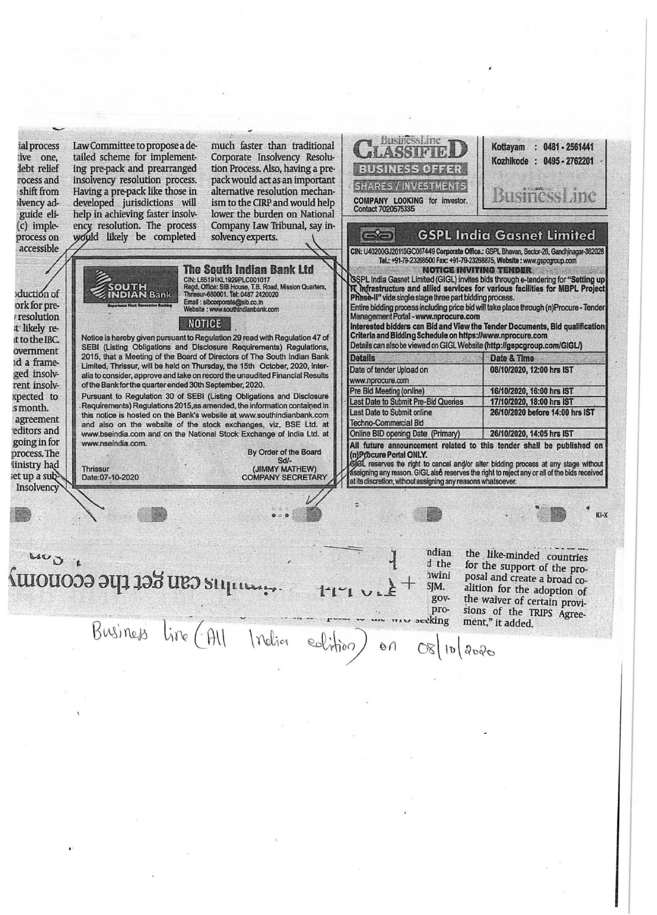ial process tive one, debt relief rocess and shift from lvency ad- guide eli- (c) imple- process on accessible

Law Committee to propose a detailed scheme for implementing pre-pack and prearranged insolvency resolution process. Having a pre-pack like those in developed jurisdictions will help in achieving faster insolvency resolution. The process would likely be completed much faster than traditional Corporate Insolvency Resolution Process. Also, having a pre-pack would act as an important alternative resolution mechanism to the CIRP and would help lower the burden on National Company Law Tribunal, say insolvency experts.

oduction of ork for pre- resolution t likely re- t to the IBC. overnment d a frame- ged insolv- rent insolv- xpected to s month. agreement editors and going in for process. The linistry had set up a sub- Insolvency

## The South Indian Bank Ltd

SOUTH INDIAN Bank
Experience Next Generation Banking

CIN: L65191KL1929PLC001017
Regd. Office: SIB House, T.B. Road, Mission Quarters, Thrissur-680001. Tel: 0487 2420020
Email : sibcorporate@sib.co.in
Website : www.southindianbank.com

### NOTICE

Notice is hereby given pursuant to Regulation 29 read with Regulation 47 of SEBI (Listing Obligations and Disclosure Requirements) Regulations, 2015, that a Meeting of the Board of Directors of The South Indian Bank Limited, Thrissur, will be held on Thursday, the 15th October, 2020, inter-alia to consider, approve and take on record the unaudited Financial Results of the Bank for the quarter ended 30th September, 2020.

Pursuant to Regulation 30 of SEBI (Listing Obligations and Disclosure Requirements) Regulations 2015,as amended, the information contained in this notice is hosted on the Bank's website at www.southindianbank.com and also on the website of the stock exchanges, viz, BSE Ltd. at www.bseindia.com and on the National Stock Exchange of India Ltd. at www.nseindia.com.

By Order of the Board
Sd/-
(JIMMY MATHEW)
COMPANY SECRETARY

Thrissur
Date:07-10-2020

## BusinessLine CLASSIFIED

**BUSINESS OFFER**

**SHARES / INVESTMENTS**

**COMPANY LOOKING** for investor. Contact 7020575335

Kottayam : 0481 - 2561441
Kozhikode : 0495 - 2762201

BusinessLine

## GSPL India Gasnet Limited

CIN: U40200GJ2011SGC067449 Corporate Office.: GSPL Bhavan, Sector-26, Gandhinagar-382028
Tel.: +91-79-23268500 Fax: +91-79-23268875, Website : www.gspcgroup.com

**NOTICE INVITING TENDER**

GSPL India Gasnet Limited (GIGL) invites bids through e-tendering for **"Setting up IT Infrastructure and allied services for various facilities for MBPL Project Phase-II"** vide single stage three part bidding process.

Entire bidding process including price bid will take place through (n)Procure - Tender Management Portal - **www.nprocure.com**

**Interested bidders can Bid and View the Tender Documents, Bid qualification Criteria and Bidding Schedule on https://www.nprocure.com**

Details can also be viewed on GIGL Website **(http://gspcgroup.com/GIGL/)**

| Details | Date & Time |
|---|---|
| Date of tender Upload on www.nprocure.com | 08/10/2020, 12:00 hrs IST |
| Pre Bid Meeting (online) | 16/10/2020, 16:00 hrs IST |
| Last Date to Submit Pre-Bid Queries | 17/10/2020, 18:00 hrs IST |
| Last Date to Submit online Techno-Commercial Bid | 26/10/2020 before 14:00 hrs IST |
| Online BID opening Date (Primary) | 26/10/2020, 14:05 hrs IST |

**All future announcement related to this tender shall be published on (n)Procure Portal ONLY.**

GIGL reserves the right to cancel and/or alter bidding process at any stage without assigning any reason. GIGL also reserves the right to reject any or all of the bids received at its discretion, without assigning any reasons whatsoever.

ndian d the hwini SJM. gov- pro- seeking

the like-minded countries for the support of the proposal and create a broad coalition for the adoption of the waiver of certain provisions of the TRIPS Agreement," it added.

Business line (All India edition) on 08/10/2020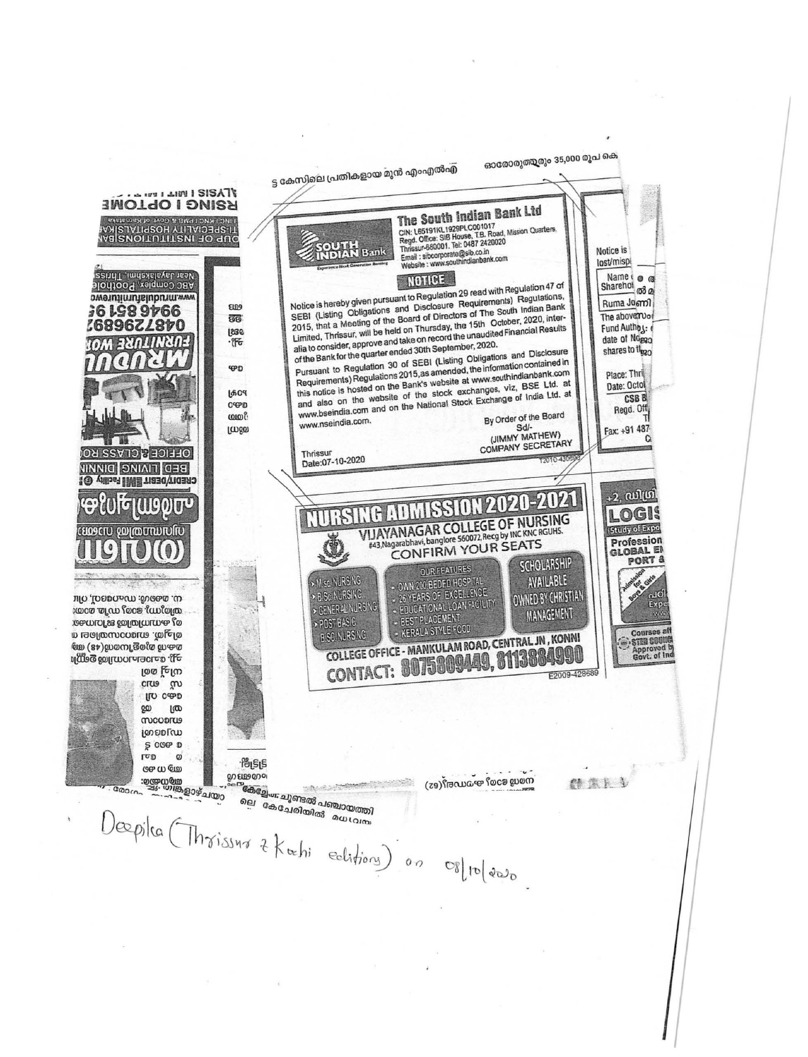ട കേസിലെ പ്രതികളായ മുൻ എംഎൽഎ

ഓരോരുത്തരും 35,000 രൂപ കെ

## The South Indian Bank Ltd

CIN: L65191KL1929PLC001017
Regd. Office: SIB House, T.B. Road, Mission Quarters, Thrissur-680001. Tel: 0487 2420020
Email : sibcorporate@sib.co.in
Website : www.southindianbank.com

SOUTH INDIAN Bank
Experience Next Generation Banking

### NOTICE

Notice is hereby given pursuant to Regulation 29 read with Regulation 47 of SEBI (Listing Obligations and Disclosure Requirements) Regulations, 2015, that a Meeting of the Board of Directors of The South Indian Bank Limited, Thrissur, will be held on Thursday, the 15th October, 2020, inter-alia to consider, approve and take on record the unaudited Financial Results of the Bank for the quarter ended 30th September, 2020.

Pursuant to Regulation 30 of SEBI (Listing Obligations and Disclosure Requirements) Regulations 2015,as amended, the information contained in this notice is hosted on the Bank's website at www.southindianbank.com and also on the website of the stock exchanges, viz, BSE Ltd. at www.bseindia.com and on the National Stock Exchange of India Ltd. at www.nseindia.com.

By Order of the Board
Sd/-
(JIMMY MATHEW)
COMPANY SECRETARY

Thrissur
Date:07-10-2020

## NURSING ADMISSION 2020-2021

VIJAYANAGAR COLLEGE OF NURSING
#43,Nagarabhavi, banglore 560072, Recg by INC KNC RGUHS.

CONFIRM YOUR SEATS

- M.Sc NURSING
- B.Sc NURSING
- GENERAL NURSING
- POST BASIC BSC NURSING

OUR FEATURES
- OWN 200 BEDED HOSPITAL
- 26 YEARS OF EXCELLENCE
- EDUCATIONAL LOAN FACILITY
- BEST PLACEMENT
- KERALA STYLE FOOD

SCHOLARSHIP AVAILABLE
OWNED BY CHRISTIAN MANAGEMENT

COLLEGE OFFICE - MANKULAM ROAD, CENTRAL JN , KONNI

CONTACT: 8075809449, 8113884990

E2009-428689

Deepika (Thrissur & Kochi editions) on 08/10/2020